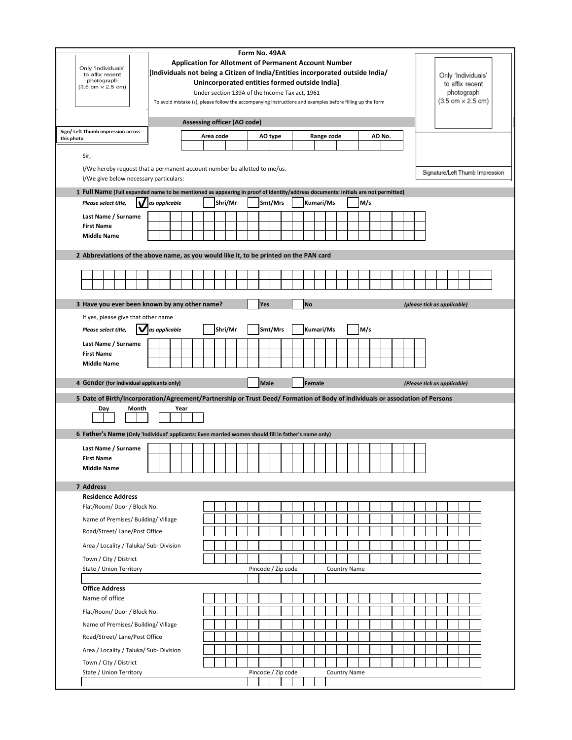Only 'Individuals' to affix recent photograph (3.5 cm × 2.5 cm)

Sign/ Left Thumb impression across this photo

# Form No. 49AA

## Application for Allotment of Permanent Account Number

**[Individuals not being a Citizen of India/Entities incorporated outside India/ Unincorporated entities formed outside India]**

Under section 139A of the Income Tax act, 1961

To avoid mistake (s), please follow the accompanying instructions and examples before filling up the form

Only 'Individuals' to affix recent photograph (3.5 cm × 2.5 cm)

Signature/Left Thumb Impression

**Assessing officer (AO code)**

| Area code | AO type | Range code | AO No. |
|---|---|---|---|
| | | | |

Sir,

I/We hereby request that a permanent account number be allotted to me/us.

I/We give below necessary particulars:

**1 Full Name** (Full expanded name to be mentioned as appearing in proof of identity/address documents: initials are not permitted)

*Please select title,* ✓ *as applicable* ☐ Shri/Mr ☐ Smt/Mrs ☐ Kumari/Ms ☐ M/s

**Last Name / Surname**

**First Name**

**Middle Name**

**2 Abbreviations of the above name, as you would like it, to be printed on the PAN card**

**3 Have you ever been known by any other name?** ☐ Yes ☐ No *(please tick as applicable)*

If yes, please give that other name

*Please select title,* ✓ *as applicable* ☐ Shri/Mr ☐ Smt/Mrs ☐ Kumari/Ms ☐ M/s

**Last Name / Surname**

**First Name**

**Middle Name**

**4 Gender** (For Individual applicants only) ☐ Male ☐ Female *(Please tick as applicable)*

**5 Date of Birth/Incorporation/Agreement/Partnership or Trust Deed/ Formation of Body of individuals or association of Persons**

| Day | Month | Year |
|---|---|---|
| | | |

**6 Father's Name** (Only 'Individual' applicants: Even married women should fill in father's name only)

**Last Name / Surname**

**First Name**

**Middle Name**

**7 Address**

**Residence Address**

Flat/Room/ Door / Block No.

Name of Premises/ Building/ Village

Road/Street/ Lane/Post Office

Area / Locality / Taluka/ Sub- Division

Town / City / District

| State / Union Territory | Pincode / Zip code | Country Name |
|---|---|---|
| | | |

**Office Address**

Name of office

Flat/Room/ Door / Block No.

Name of Premises/ Building/ Village

Road/Street/ Lane/Post Office

Area / Locality / Taluka/ Sub- Division

Town / City / District

| State / Union Territory | Pincode / Zip code | Country Name |
|---|---|---|
| | | |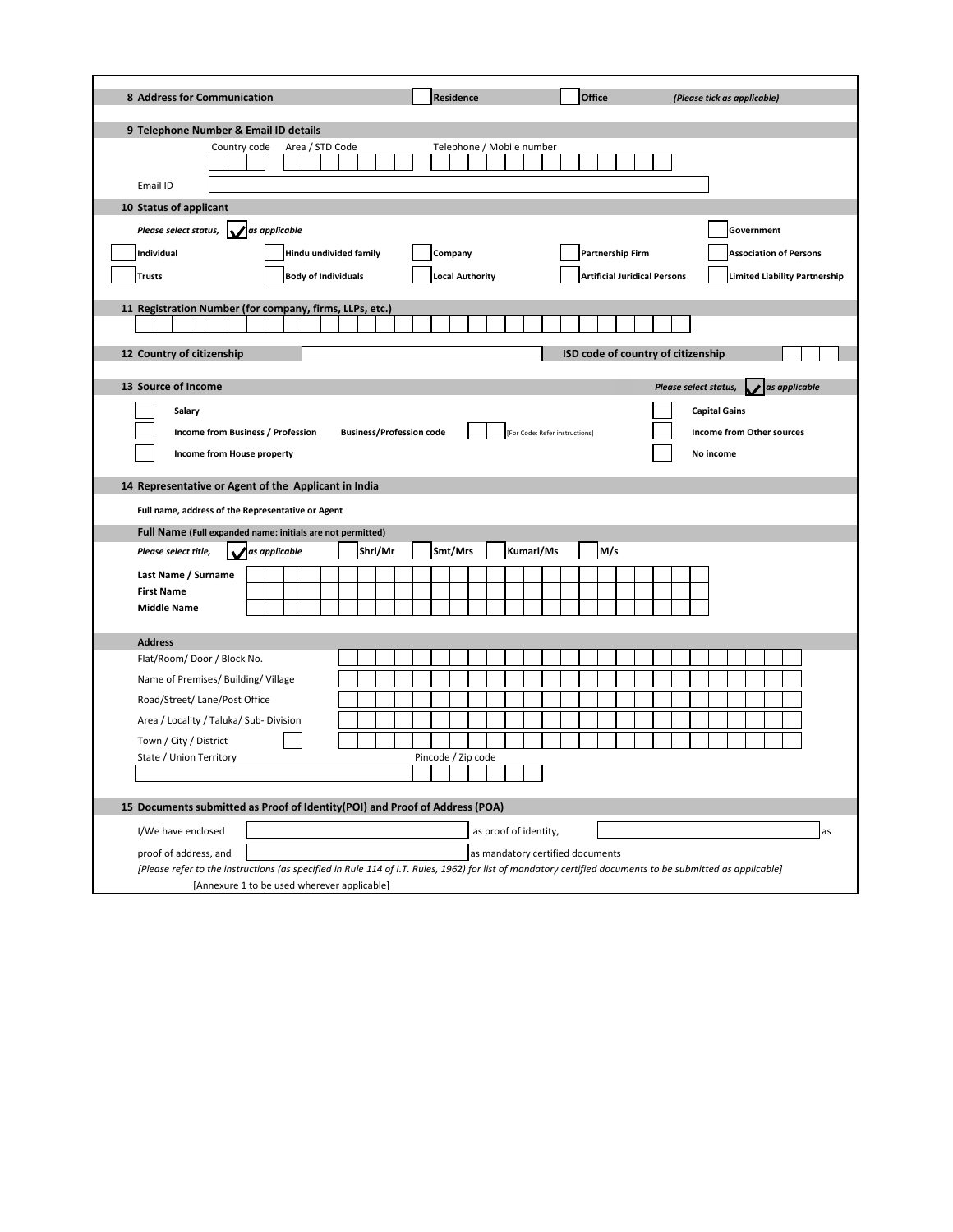**8 Address for Communication** ☐ Residence ☐ Office *(Please tick as applicable)*

**9 Telephone Number & Email ID details**

Country code | Area / STD Code | Telephone / Mobile number

Email ID

**10 Status of applicant**

*Please select status, ✓ as applicable*

☐ Government

☐ Individual ☐ Hindu undivided family ☐ Company ☐ Partnership Firm ☐ Association of Persons

☐ Trusts ☐ Body of Individuals ☐ Local Authority ☐ Artificial Juridical Persons ☐ Limited Liability Partnership

**11 Registration Number (for company, firms, LLPs, etc.)**

**12 Country of citizenship** | **ISD code of country of citizenship**

**13 Source of Income** *Please select status, ✓ as applicable*

☐ Salary ☐ Capital Gains

☐ Income from Business / Profession **Business/Profession code** [For Code: Refer instructions] ☐ Income from Other sources

☐ Income from House property ☐ No income

**14 Representative or Agent of the Applicant in India**

Full name, address of the Representative or Agent

**Full Name** (Full expanded name: initials are not permitted)

*Please select title, ✓ as applicable* ☐ Shri/Mr ☐ Smt/Mrs ☐ Kumari/Ms ☐ M/s

**Last Name / Surname**

**First Name**

**Middle Name**

**Address**

Flat/Room/ Door / Block No.

Name of Premises/ Building/ Village

Road/Street/ Lane/Post Office

Area / Locality / Taluka/ Sub- Division

Town / City / District

State / Union Territory | Pincode / Zip code

**15 Documents submitted as Proof of Identity(POI) and Proof of Address (POA)**

I/We have enclosed ________ as proof of identity, ________ as proof of address, and ________ as mandatory certified documents

*[Please refer to the instructions (as specified in Rule 114 of I.T. Rules, 1962) for list of mandatory certified documents to be submitted as applicable]*

[Annexure 1 to be used wherever applicable]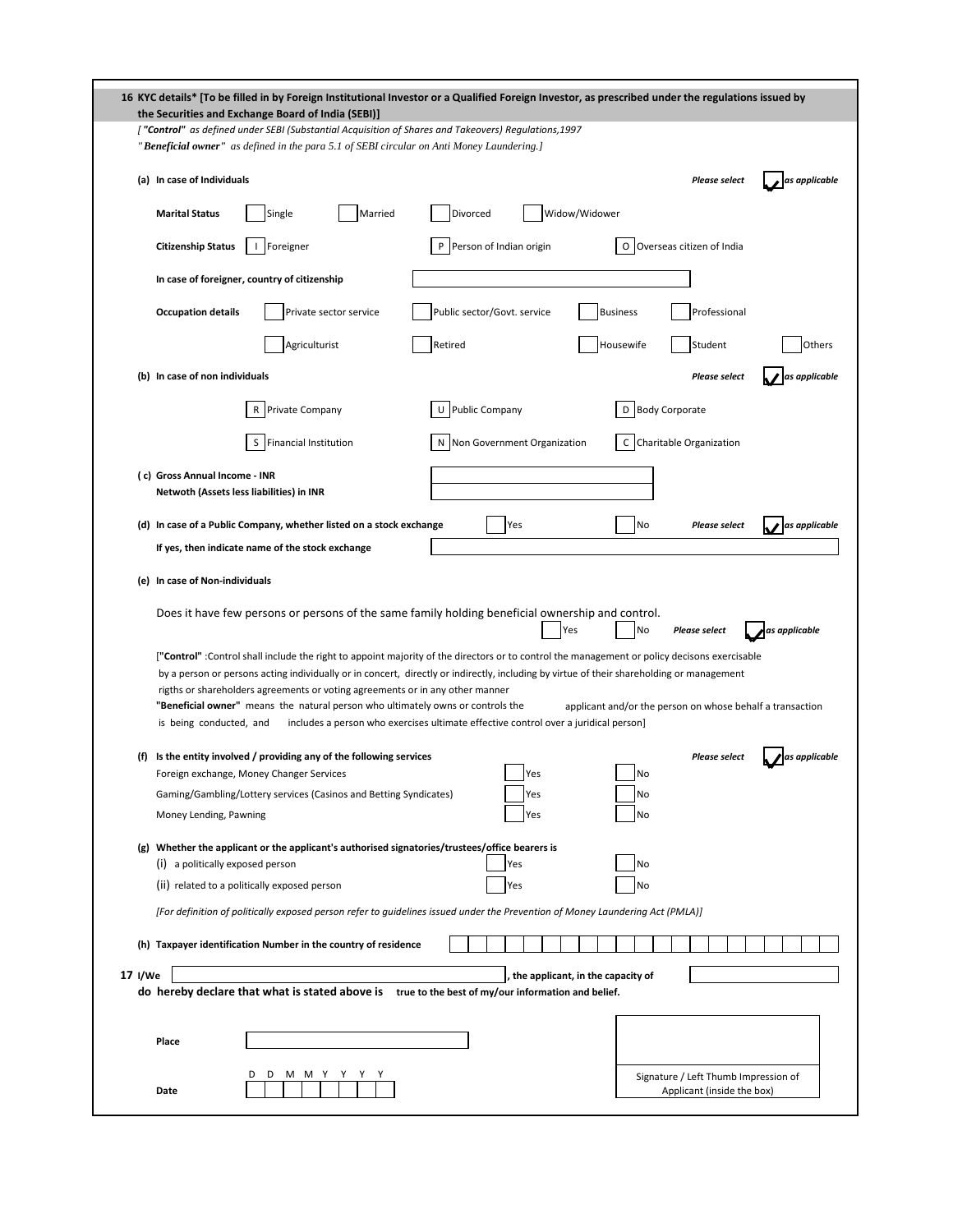## 16 KYC details* [To be filled in by Foreign Institutional Investor or a Qualified Foreign Investor, as prescribed under the regulations issued by the Securities and Exchange Board of India (SEBI)]

*[ **"Control"** as defined under SEBI (Substantial Acquisition of Shares and Takeovers) Regulations,1997*
*" **Beneficial owner** " as defined in the para 5.1 of SEBI circular on Anti Money Laundering.]*

**(a) In case of Individuals** — *Please select* ☐ *as applicable*

**Marital Status** ☐ Single ☐ Married ☐ Divorced ☐ Widow/Widower

**Citizenship Status** [ I ] Foreigner [ P ] Person of Indian origin [ O ] Overseas citizen of India

**In case of foreigner, country of citizenship** ____________________

**Occupation details** ☐ Private sector service ☐ Public sector/Govt. service ☐ Business ☐ Professional ☐ Agriculturist ☐ Retired ☐ Housewife ☐ Student ☐ Others

**(b) In case of non individuals** — *Please select* ☐ *as applicable*

[ R ] Private Company [ U ] Public Company [ D ] Body Corporate
[ S ] Financial Institution [ N ] Non Government Organization [ C ] Charitable Organization

**( c) Gross Annual Income - INR** ____________________
**Netwoth (Assets less liabilities) in INR** ____________________

**(d) In case of a Public Company, whether listed on a stock exchange** ☐ Yes ☐ No — *Please select* ☐ *as applicable*
**If yes, then indicate name of the stock exchange** ____________________

**(e) In case of Non-individuals**

Does it have few persons or persons of the same family holding beneficial ownership and control. ☐ Yes ☐ No — *Please select* ☐ *as applicable*

[**"Control"** :Control shall include the right to appoint majority of the directors or to control the management or policy decisons exercisable by a person or persons acting individually or in concert, directly or indirectly, including by virtue of their shareholding or management rigths or shareholders agreements or voting agreements or in any other manner
**"Beneficial owner"** means the natural person who ultimately owns or controls the applicant and/or the person on whose behalf a transaction is being conducted, and includes a person who exercises ultimate effective control over a juridical person]

**(f) Is the entity involved / providing any of the following services** — *Please select* ☐ *as applicable*

| Service | | |
|---|---|---|
| Foreign exchange, Money Changer Services | ☐ Yes | ☐ No |
| Gaming/Gambling/Lottery services (Casinos and Betting Syndicates) | ☐ Yes | ☐ No |
| Money Lending, Pawning | ☐ Yes | ☐ No |

**(g) Whether the applicant or the applicant's authorised signatories/trustees/office bearers is**

| | | |
|---|---|---|
| (i) a politically exposed person | ☐ Yes | ☐ No |
| (ii) related to a politically exposed person | ☐ Yes | ☐ No |

*[For definition of politically exposed person refer to guidelines issued under the Prevention of Money Laundering Act (PMLA)]*

**(h) Taxpayer identification Number in the country of residence** ____________________

**17 I/We** ____________________ **, the applicant, in the capacity of** ____________________
**do hereby declare that what is stated above is true to the best of my/our information and belief.**

**Place** ____________________

**Date** D D M M Y Y Y Y

Signature / Left Thumb Impression of Applicant (inside the box)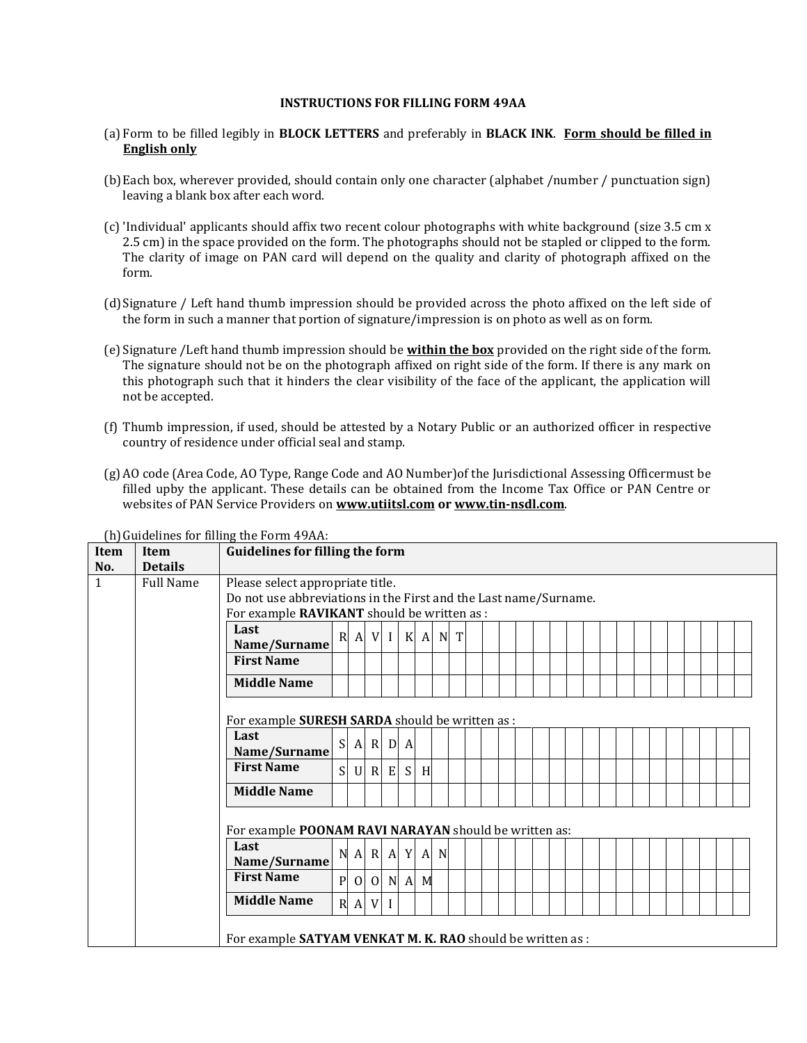## INSTRUCTIONS FOR FILLING FORM 49AA

(a) Form to be filled legibly in **BLOCK LETTERS** and preferably in **BLACK INK**. **Form should be filled in English only**

(b) Each box, wherever provided, should contain only one character (alphabet /number / punctuation sign) leaving a blank box after each word.

(c) 'Individual' applicants should affix two recent colour photographs with white background (size 3.5 cm x 2.5 cm) in the space provided on the form. The photographs should not be stapled or clipped to the form. The clarity of image on PAN card will depend on the quality and clarity of photograph affixed on the form.

(d) Signature / Left hand thumb impression should be provided across the photo affixed on the left side of the form in such a manner that portion of signature/impression is on photo as well as on form.

(e) Signature /Left hand thumb impression should be **within the box** provided on the right side of the form. The signature should not be on the photograph affixed on right side of the form. If there is any mark on this photograph such that it hinders the clear visibility of the face of the applicant, the application will not be accepted.

(f) Thumb impression, if used, should be attested by a Notary Public or an authorized officer in respective country of residence under official seal and stamp.

(g) AO code (Area Code, AO Type, Range Code and AO Number)of the Jurisdictional Assessing Officermust be filled upby the applicant. These details can be obtained from the Income Tax Office or PAN Centre or websites of PAN Service Providers on **www.utiitsl.com or www.tin-nsdl.com**.

(h) Guidelines for filling the Form 49AA:

| Item No. | Item Details | Guidelines for filling the form |
|---|---|---|
| 1 | Full Name | Please select appropriate title.<br>Do not use abbreviations in the First and the Last name/Surname.<br>For example **RAVIKANT** should be written as :<br>**Last Name/Surname**: R A V I K A N T<br>**First Name**:<br>**Middle Name**:<br><br>For example **SURESH SARDA** should be written as :<br>**Last Name/Surname**: S A R D A<br>**First Name**: S U R E S H<br>**Middle Name**:<br><br>For example **POONAM RAVI NARAYAN** should be written as:<br>**Last Name/Surname**: N A R A Y A N<br>**First Name**: P O O N A M<br>**Middle Name**: R A V I<br><br>For example **SATYAM VENKAT M. K. RAO** should be written as : |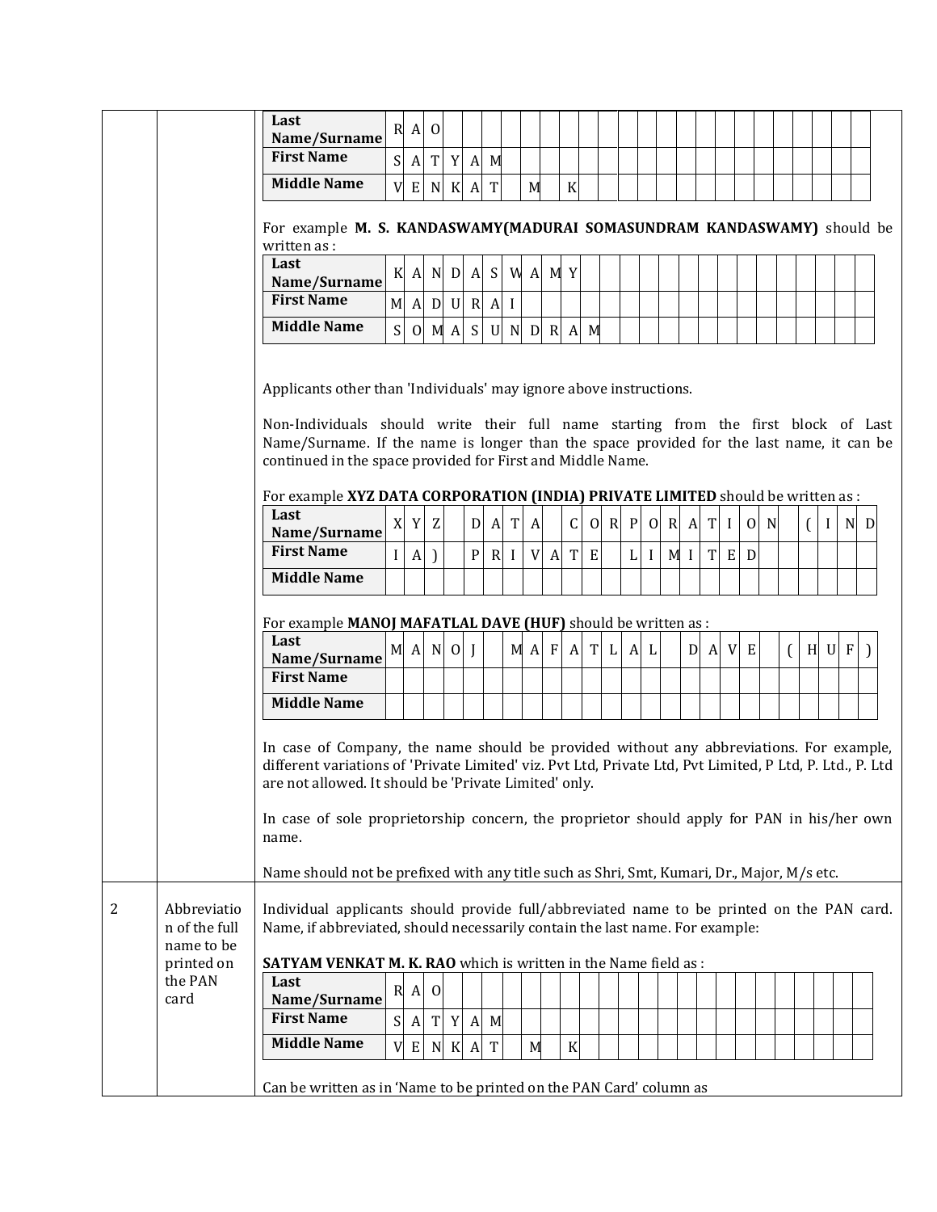| Last Name/Surname | R A O |
|---|---|
| First Name | S A T Y A M |
| Middle Name | V E N K A T M K |

For example **M. S. KANDASWAMY(MADURAI SOMASUNDRAM KANDASWAMY)** should be written as :

| Last Name/Surname | K A N D A S W A M Y |
|---|---|
| First Name | M A D U R A I |
| Middle Name | S O M A S U N D R A M |

Applicants other than 'Individuals' may ignore above instructions.

Non-Individuals should write their full name starting from the first block of Last Name/Surname. If the name is longer than the space provided for the last name, it can be continued in the space provided for First and Middle Name.

For example **XYZ DATA CORPORATION (INDIA) PRIVATE LIMITED** should be written as :

| Last Name/Surname | X Y Z D A T A C O R P O R A T I O N ( I N D |
|---|---|
| First Name | I A ) P R I V A T E L I M I T E D |
| Middle Name | |

For example **MANOJ MAFATLAL DAVE (HUF)** should be written as :

| Last Name/Surname | M A N O J M A F A T L A L D A V E ( H U F ) |
|---|---|
| First Name | |
| Middle Name | |

In case of Company, the name should be provided without any abbreviations. For example, different variations of 'Private Limited' viz. Pvt Ltd, Private Ltd, Pvt Limited, P Ltd, P. Ltd., P. Ltd are not allowed. It should be 'Private Limited' only.

In case of sole proprietorship concern, the proprietor should apply for PAN in his/her own name.

Name should not be prefixed with any title such as Shri, Smt, Kumari, Dr., Major, M/s etc.

**2 — Abbreviation of the full name to be printed on the PAN card**

Individual applicants should provide full/abbreviated name to be printed on the PAN card. Name, if abbreviated, should necessarily contain the last name. For example:

**SATYAM VENKAT M. K. RAO** which is written in the Name field as :

| Last Name/Surname | R A O |
|---|---|
| First Name | S A T Y A M |
| Middle Name | V E N K A T M K |

Can be written as in 'Name to be printed on the PAN Card' column as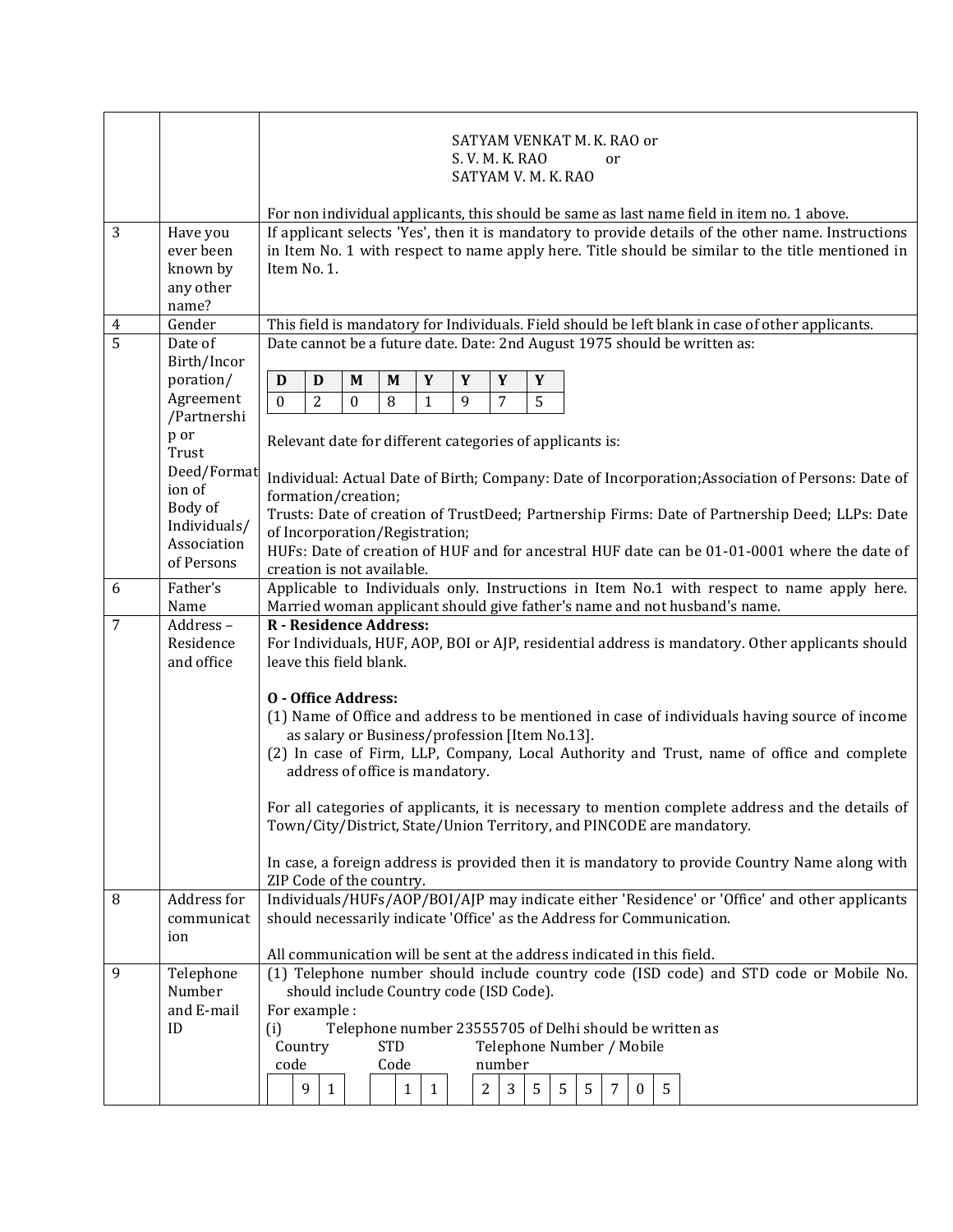| | | |
|---|---|---|
| | | SATYAM VENKAT M. K. RAO or<br>S. V. M. K. RAO or<br>SATYAM V. M. K. RAO<br><br>For non individual applicants, this should be same as last name field in item no. 1 above. |
| 3 | Have you ever been known by any other name? | If applicant selects 'Yes', then it is mandatory to provide details of the other name. Instructions in Item No. 1 with respect to name apply here. Title should be similar to the title mentioned in Item No. 1. |
| 4 | Gender | This field is mandatory for Individuals. Field should be left blank in case of other applicants. |
| 5 | Date of Birth/Incorporation/ Agreement /Partnership or Trust Deed/Formation of Body of Individuals/ Association of Persons | Date cannot be a future date. Date: 2nd August 1975 should be written as:<br><br>D D M M Y Y Y Y<br>0 2 0 8 1 9 7 5<br><br>Relevant date for different categories of applicants is:<br><br>Individual: Actual Date of Birth; Company: Date of Incorporation;Association of Persons: Date of formation/creation;<br>Trusts: Date of creation of TrustDeed; Partnership Firms: Date of Partnership Deed; LLPs: Date of Incorporation/Registration;<br>HUFs: Date of creation of HUF and for ancestral HUF date can be 01-01-0001 where the date of creation is not available. |
| 6 | Father's Name | Applicable to Individuals only. Instructions in Item No.1 with respect to name apply here. Married woman applicant should give father's name and not husband's name. |
| 7 | Address – Residence and office | **R - Residence Address:**<br>For Individuals, HUF, AOP, BOI or AJP, residential address is mandatory. Other applicants should leave this field blank.<br><br>**O - Office Address:**<br>(1) Name of Office and address to be mentioned in case of individuals having source of income as salary or Business/profession [Item No.13].<br>(2) In case of Firm, LLP, Company, Local Authority and Trust, name of office and complete address of office is mandatory.<br><br>For all categories of applicants, it is necessary to mention complete address and the details of Town/City/District, State/Union Territory, and PINCODE are mandatory.<br><br>In case, a foreign address is provided then it is mandatory to provide Country Name along with ZIP Code of the country. |
| 8 | Address for communication | Individuals/HUFs/AOP/BOI/AJP may indicate either 'Residence' or 'Office' and other applicants should necessarily indicate 'Office' as the Address for Communication.<br><br>All communication will be sent at the address indicated in this field. |
| 9 | Telephone Number and E-mail ID | (1) Telephone number should include country code (ISD code) and STD code or Mobile No. should include Country code (ISD Code).<br>For example :<br>(i) Telephone number 23555705 of Delhi should be written as<br><br>Country code: 9 1 &nbsp;&nbsp; STD Code: 1 1 &nbsp;&nbsp; Telephone Number / Mobile number: 2 3 5 5 5 7 0 5 |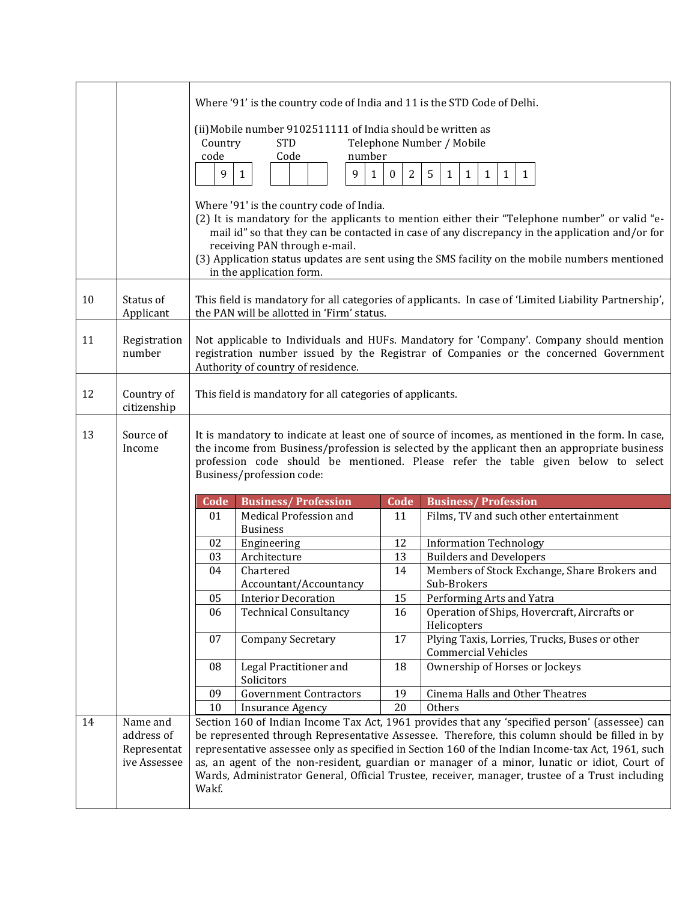| | | |
|---|---|---|
| | | Where '91' is the country code of India and 11 is the STD Code of Delhi.<br><br>(ii) Mobile number 9102511111 of India should be written as<br>Country code: 9 1 &nbsp; STD Code: (blank) &nbsp; Telephone Number / Mobile number: 9 1 0 2 5 1 1 1 1 1<br><br>Where '91' is the country code of India.<br>(2) It is mandatory for the applicants to mention either their "Telephone number" or valid "e-mail id" so that they can be contacted in case of any discrepancy in the application and/or for receiving PAN through e-mail.<br>(3) Application status updates are sent using the SMS facility on the mobile numbers mentioned in the application form. |
| 10 | Status of Applicant | This field is mandatory for all categories of applicants. In case of 'Limited Liability Partnership', the PAN will be allotted in 'Firm' status. |
| 11 | Registration number | Not applicable to Individuals and HUFs. Mandatory for 'Company'. Company should mention registration number issued by the Registrar of Companies or the concerned Government Authority of country of residence. |
| 12 | Country of citizenship | This field is mandatory for all categories of applicants. |
| 13 | Source of Income | It is mandatory to indicate at least one of source of incomes, as mentioned in the form. In case, the income from Business/profession is selected by the applicant then an appropriate business profession code should be mentioned. Please refer the table given below to select Business/profession code: |
| 14 | Name and address of Representative Assessee | Section 160 of Indian Income Tax Act, 1961 provides that any 'specified person' (assessee) can be represented through Representative Assessee. Therefore, this column should be filled in by representative assessee only as specified in Section 160 of the Indian Income-tax Act, 1961, such as, an agent of the non-resident, guardian or manager of a minor, lunatic or idiot, Court of Wards, Administrator General, Official Trustee, receiver, manager, trustee of a Trust including Wakf. |

| Code | Business/ Profession | Code | Business/ Profession |
|---|---|---|---|
| 01 | Medical Profession and Business | 11 | Films, TV and such other entertainment |
| 02 | Engineering | 12 | Information Technology |
| 03 | Architecture | 13 | Builders and Developers |
| 04 | Chartered Accountant/Accountancy | 14 | Members of Stock Exchange, Share Brokers and Sub-Brokers |
| 05 | Interior Decoration | 15 | Performing Arts and Yatra |
| 06 | Technical Consultancy | 16 | Operation of Ships, Hovercraft, Aircrafts or Helicopters |
| 07 | Company Secretary | 17 | Plying Taxis, Lorries, Trucks, Buses or other Commercial Vehicles |
| 08 | Legal Practitioner and Solicitors | 18 | Ownership of Horses or Jockeys |
| 09 | Government Contractors | 19 | Cinema Halls and Other Theatres |
| 10 | Insurance Agency | 20 | Others |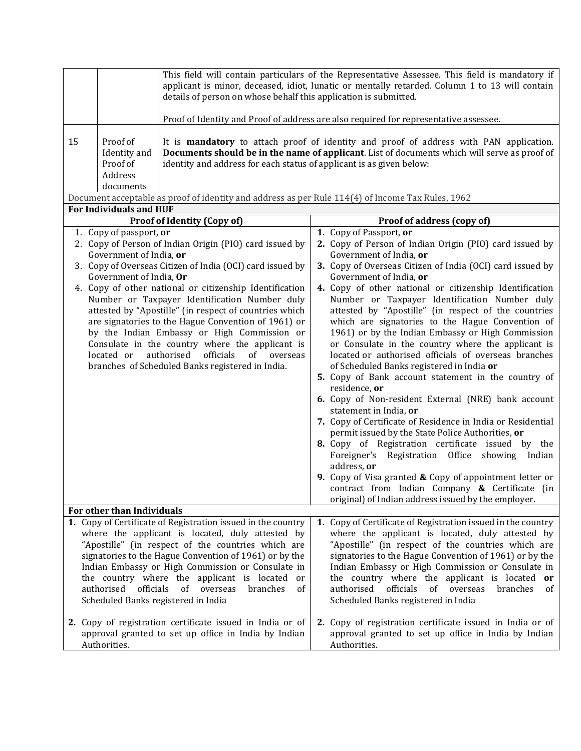| | | |
|---|---|---|
| | | This field will contain particulars of the Representative Assessee. This field is mandatory if applicant is minor, deceased, idiot, lunatic or mentally retarded. Column 1 to 13 will contain details of person on whose behalf this application is submitted.<br><br>Proof of Identity and Proof of address are also required for representative assessee. |
| 15 | Proof of Identity and Proof of Address documents | It is **mandatory** to attach proof of identity and proof of address with PAN application. **Documents should be in the name of applicant**. List of documents which will serve as proof of identity and address for each status of applicant is as given below: |

Document acceptable as proof of identity and address as per Rule 114(4) of Income Tax Rules, 1962

**For Individuals and HUF**

| Proof of Identity (Copy of) | Proof of address (copy of) |
|---|---|
| 1. Copy of passport, **or**<br>2. Copy of Person of Indian Origin (PIO) card issued by Government of India, **or**<br>3. Copy of Overseas Citizen of India (OCI) card issued by Government of India, **Or**<br>4. Copy of other national or citizenship Identification Number or Taxpayer Identification Number duly attested by "Apostille" (in respect of countries which are signatories to the Hague Convention of 1961) or by the Indian Embassy or High Commission or Consulate in the country where the applicant is located or authorised officials of overseas branches of Scheduled Banks registered in India. | **1.** Copy of Passport, **or**<br>**2.** Copy of Person of Indian Origin (PIO) card issued by Government of India, **or**<br>**3.** Copy of Overseas Citizen of India (OCI) card issued by Government of India, **or**<br>**4.** Copy of other national or citizenship Identification Number or Taxpayer Identification Number duly attested by "Apostille" (in respect of the countries which are signatories to the Hague Convention of 1961) or by the Indian Embassy or High Commission or Consulate in the country where the applicant is located or authorised officials of overseas branches of Scheduled Banks registered in India **or**<br>**5.** Copy of Bank account statement in the country of residence, **or**<br>**6.** Copy of Non-resident External (NRE) bank account statement in India, **or**<br>**7.** Copy of Certificate of Residence in India or Residential permit issued by the State Police Authorities, **or**<br>**8.** Copy of Registration certificate issued by the Foreigner's Registration Office showing Indian address, **or**<br>**9.** Copy of Visa granted **&** Copy of appointment letter or contract from Indian Company **&** Certificate (in original) of Indian address issued by the employer. |

**For other than Individuals**

| | |
|---|---|
| **1.** Copy of Certificate of Registration issued in the country where the applicant is located, duly attested by "Apostille" (in respect of the countries which are signatories to the Hague Convention of 1961) or by the Indian Embassy or High Commission or Consulate in the country where the applicant is located or authorised officials of overseas branches of Scheduled Banks registered in India<br><br>**2.** Copy of registration certificate issued in India or of approval granted to set up office in India by Indian Authorities. | **1.** Copy of Certificate of Registration issued in the country where the applicant is located, duly attested by "Apostille" (in respect of the countries which are signatories to the Hague Convention of 1961) or by the Indian Embassy or High Commission or Consulate in the country where the applicant is located **or** authorised officials of overseas branches of Scheduled Banks registered in India<br><br>**2.** Copy of registration certificate issued in India or of approval granted to set up office in India by Indian Authorities. |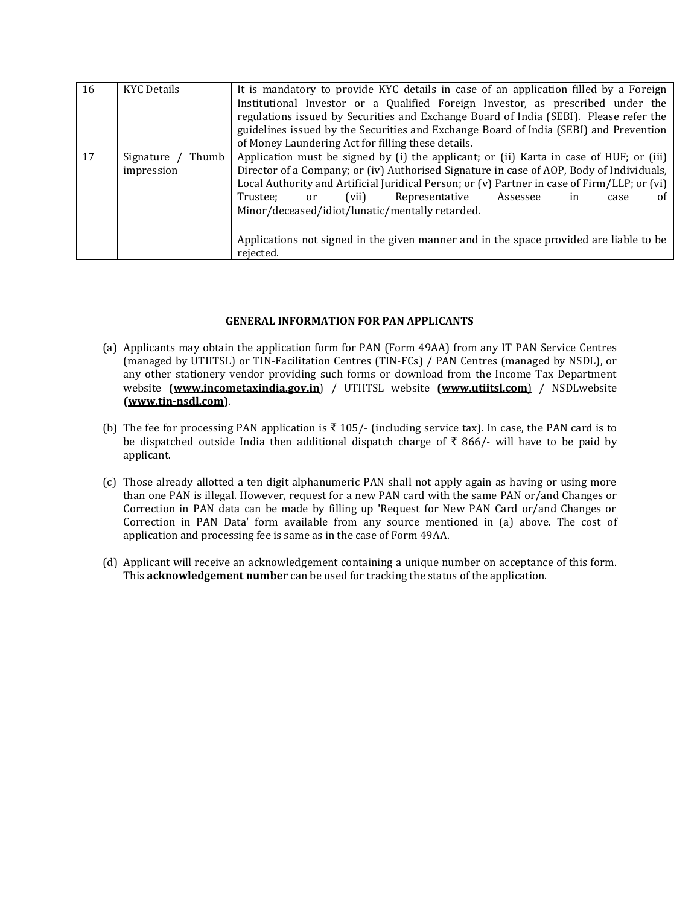| | | |
|---|---|---|
| 16 | KYC Details | It is mandatory to provide KYC details in case of an application filled by a Foreign Institutional Investor or a Qualified Foreign Investor, as prescribed under the regulations issued by Securities and Exchange Board of India (SEBI). Please refer the guidelines issued by the Securities and Exchange Board of India (SEBI) and Prevention of Money Laundering Act for filling these details. |
| 17 | Signature / Thumb impression | Application must be signed by (i) the applicant; or (ii) Karta in case of HUF; or (iii) Director of a Company; or (iv) Authorised Signature in case of AOP, Body of Individuals, Local Authority and Artificial Juridical Person; or (v) Partner in case of Firm/LLP; or (vi) Trustee; or (vii) Representative Assessee in case of Minor/deceased/idiot/lunatic/mentally retarded.<br><br>Applications not signed in the given manner and in the space provided are liable to be rejected. |

## GENERAL INFORMATION FOR PAN APPLICANTS

(a) Applicants may obtain the application form for PAN (Form 49AA) from any IT PAN Service Centres (managed by UTIITSL) or TIN-Facilitation Centres (TIN-FCs) / PAN Centres (managed by NSDL), or any other stationery vendor providing such forms or download from the Income Tax Department website **(www.incometaxindia.gov.in)** / UTIITSL website **(www.utiitsl.com)** / NSDLwebsite **(www.tin-nsdl.com)**.

(b) The fee for processing PAN application is ₹ 105/- (including service tax). In case, the PAN card is to be dispatched outside India then additional dispatch charge of ₹ 866/- will have to be paid by applicant.

(c) Those already allotted a ten digit alphanumeric PAN shall not apply again as having or using more than one PAN is illegal. However, request for a new PAN card with the same PAN or/and Changes or Correction in PAN data can be made by filling up 'Request for New PAN Card or/and Changes or Correction in PAN Data' form available from any source mentioned in (a) above. The cost of application and processing fee is same as in the case of Form 49AA.

(d) Applicant will receive an acknowledgement containing a unique number on acceptance of this form. This **acknowledgement number** can be used for tracking the status of the application.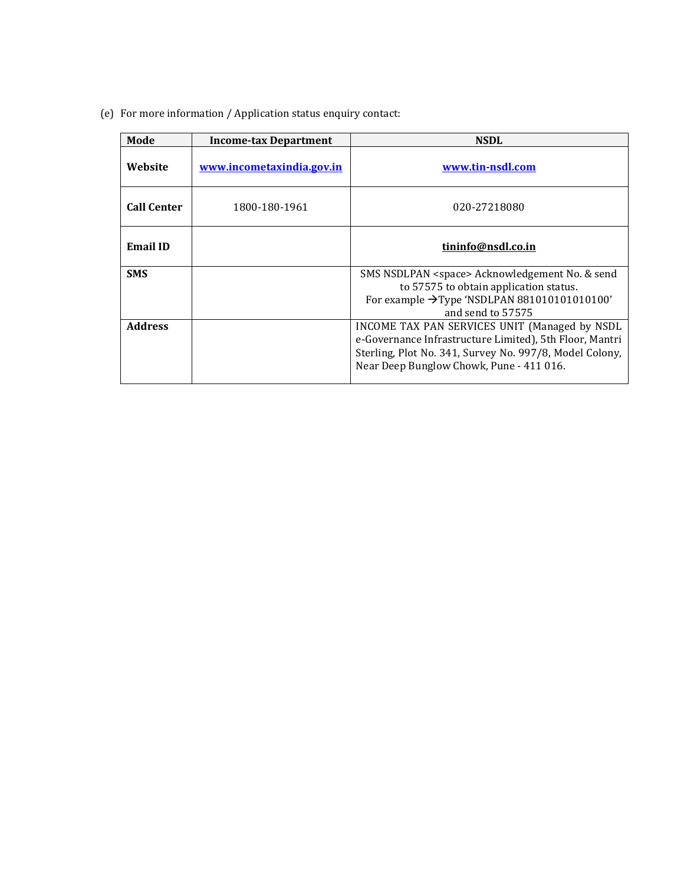(e) For more information / Application status enquiry contact:

| Mode | Income-tax Department | NSDL |
| --- | --- | --- |
| **Website** | www.incometaxindia.gov.in | www.tin-nsdl.com |
| **Call Center** | 1800-180-1961 | 020-27218080 |
| **Email ID** | | tininfo@nsdl.co.in |
| **SMS** | | SMS NSDLPAN <space> Acknowledgement No. & send to 57575 to obtain application status. For example →Type 'NSDLPAN 881010101010100' and send to 57575 |
| **Address** | | INCOME TAX PAN SERVICES UNIT (Managed by NSDL e-Governance Infrastructure Limited), 5th Floor, Mantri Sterling, Plot No. 341, Survey No. 997/8, Model Colony, Near Deep Bunglow Chowk, Pune - 411 016. |